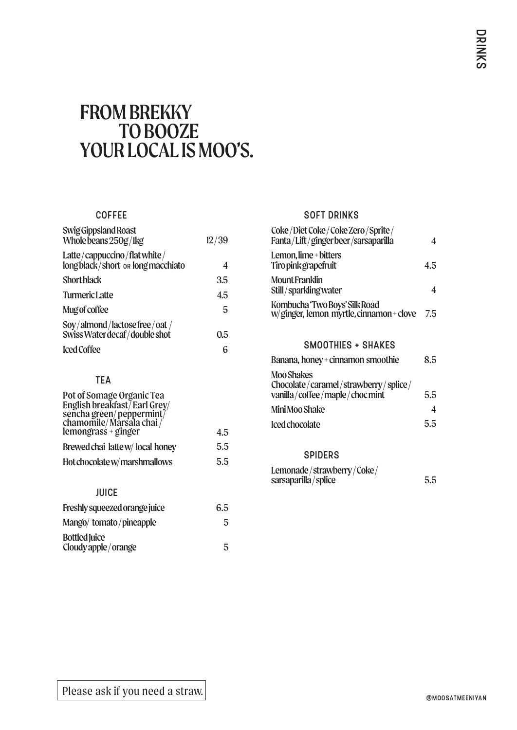# FROM BREKKY TO BOOZE YOUR LOCAL IS MOO'S.

DRINKS

## COFFEE

| Item | Price |
|---|---|
| Swig Gippsland Roast Whole beans 250g / 1kg | 12 / 39 |
| Latte / cappuccino / flat white / long black / short OR long macchiato | 4 |
| Short black | 3.5 |
| Turmeric Latte | 4.5 |
| Mug of coffee | 5 |
| Soy / almond / lactose free / oat / Swiss Water decaf / double shot | 0.5 |
| Iced Coffee | 6 |

## TEA

| Item | Price |
|---|---|
| Pot of Somage Organic Tea English breakfast / Earl Grey / sencha green / peppermint / chamomile / Marsala chai / lemongrass + ginger | 4.5 |
| Brewed chai latte w/ local honey | 5.5 |
| Hot chocolate w/ marshmallows | 5.5 |

## JUICE

| Item | Price |
|---|---|
| Freshly squeezed orange juice | 6.5 |
| Mango / tomato / pineapple | 5 |
| Bottled Juice Cloudy apple / orange | 5 |

## SOFT DRINKS

| Item | Price |
|---|---|
| Coke / Diet Coke / Coke Zero / Sprite / Fanta / Lift / ginger beer / sarsaparilla | 4 |
| Lemon, lime + bitters Tiro pink grapefruit | 4.5 |
| Mount Franklin Still / sparkling water | 4 |
| Kombucha 'Two Boys' Silk Road w/ ginger, lemon myrtle, cinnamon + clove | 7.5 |

## SMOOTHIES + SHAKES

| Item | Price |
|---|---|
| Banana, honey + cinnamon smoothie | 8.5 |
| Moo Shakes Chocolate / caramel / strawberry / splice / vanilla / coffee / maple / choc mint | 5.5 |
| Mini Moo Shake | 4 |
| Iced chocolate | 5.5 |

## SPIDERS

| Item | Price |
|---|---|
| Lemonade / strawberry / Coke / sarsaparilla / splice | 5.5 |

Please ask if you need a straw.

@MOOSATMEENIYAN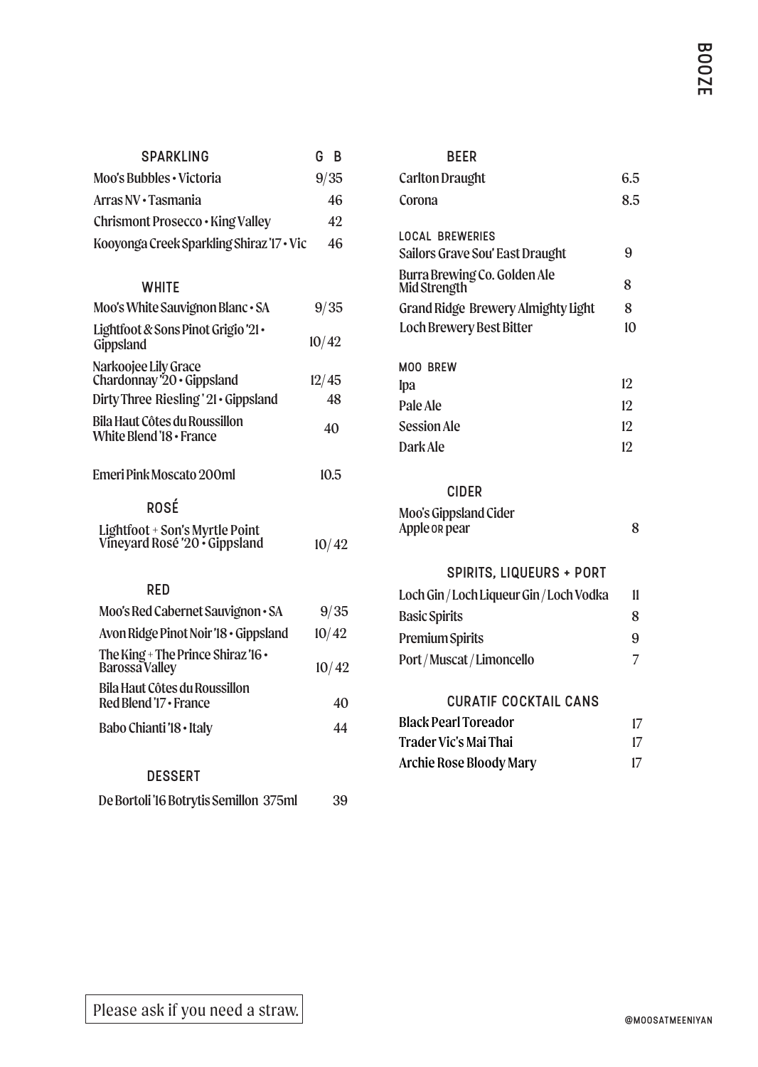# BOOZE

## SPARKLING

| | G B |
|---|---|
| Moo's Bubbles • Victoria | 9/35 |
| Arras NV • Tasmania | 46 |
| Chrismont Prosecco • King Valley | 42 |
| Kooyonga Creek Sparkling Shiraz '17 • Vic | 46 |

## WHITE

| | |
|---|---|
| Moo's White Sauvignon Blanc • SA | 9/35 |
| Lightfoot & Sons Pinot Grigio '21 • Gippsland | 10/42 |
| Narkoojee Lily Grace Chardonnay '20 • Gippsland | 12/45 |
| Dirty Three Riesling '21 • Gippsland | 48 |
| Bila Haut Côtes du Roussillon White Blend '18 • France | 40 |
| Emeri Pink Moscato 200ml | 10.5 |

## ROSÉ

| | |
|---|---|
| Lightfoot + Son's Myrtle Point Vineyard Rosé '20 • Gippsland | 10/42 |

## RED

| | |
|---|---|
| Moo's Red Cabernet Sauvignon • SA | 9/35 |
| Avon Ridge Pinot Noir '18 • Gippsland | 10/42 |
| The King + The Prince Shiraz '16 • Barossa Valley | 10/42 |
| Bila Haut Côtes du Roussillon Red Blend '17 • France | 40 |
| Babo Chianti '18 • Italy | 44 |

## DESSERT

| | |
|---|---|
| De Bortoli '16 Botrytis Semillon 375ml | 39 |

## BEER

| | |
|---|---|
| Carlton Draught | 6.5 |
| Corona | 8.5 |

### LOCAL BREWERIES

| | |
|---|---|
| Sailors Grave Sou' East Draught | 9 |
| Burra Brewing Co. Golden Ale Mid Strength | 8 |
| Grand Ridge Brewery Almighty Light | 8 |
| Loch Brewery Best Bitter | 10 |

### MOO BREW

| | |
|---|---|
| Ipa | 12 |
| Pale Ale | 12 |
| Session Ale | 12 |
| Dark Ale | 12 |

## CIDER

| | |
|---|---|
| Moo's Gippsland Cider Apple OR pear | 8 |

## SPIRITS, LIQUEURS + PORT

| | |
|---|---|
| Loch Gin / Loch Liqueur Gin / Loch Vodka | 11 |
| Basic Spirits | 8 |
| Premium Spirits | 9 |
| Port / Muscat / Limoncello | 7 |

## CURATIF COCKTAIL CANS

| | |
|---|---|
| Black Pearl Toreador | 17 |
| Trader Vic's Mai Thai | 17 |
| Archie Rose Bloody Mary | 17 |

Please ask if you need a straw.

@MOOSATMEENIYAN